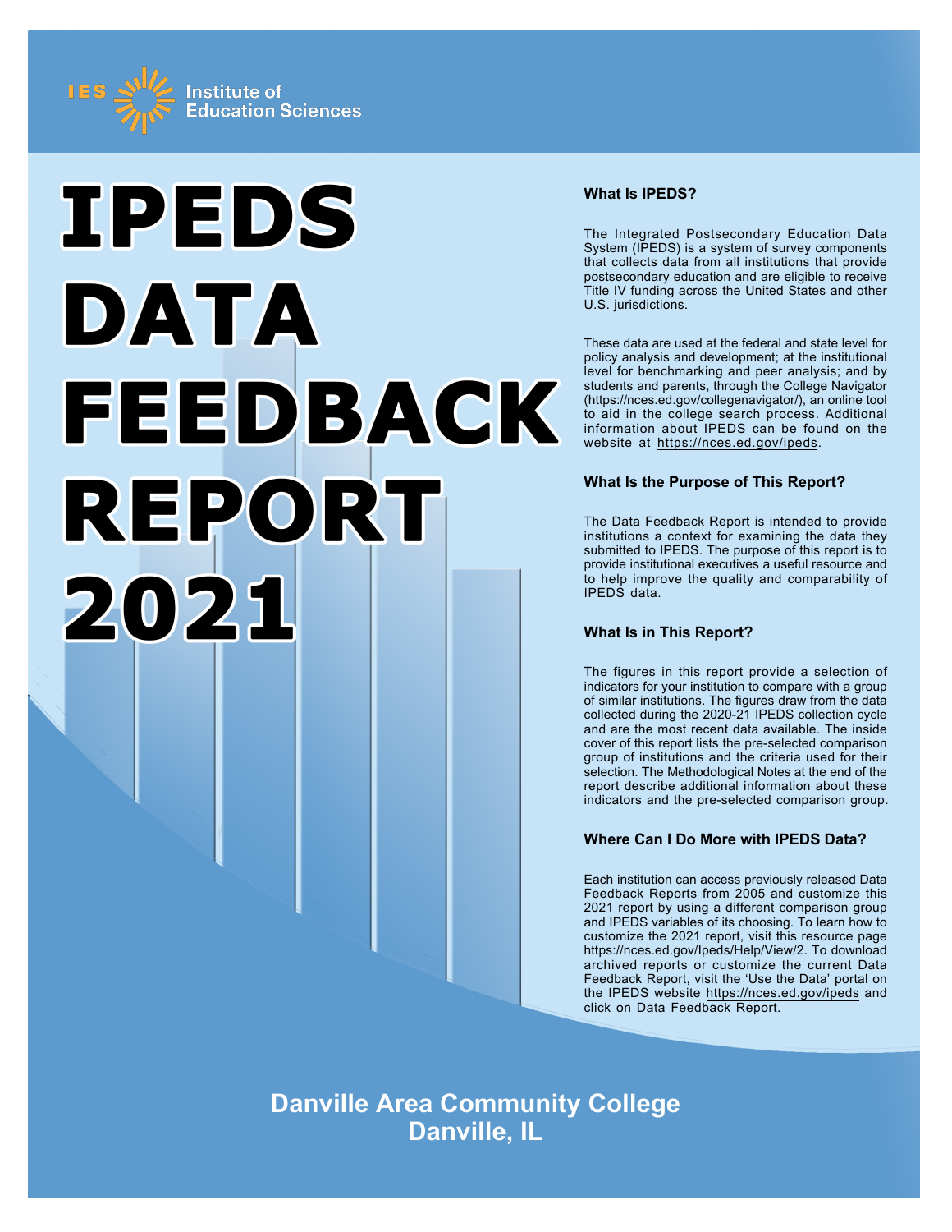IES Institute of Education Sciences

# IPEDS DATA FEEDBACK REPORT 2021

### What Is IPEDS?

The Integrated Postsecondary Education Data System (IPEDS) is a system of survey components that collects data from all institutions that provide postsecondary education and are eligible to receive Title IV funding across the United States and other U.S. jurisdictions.

These data are used at the federal and state level for policy analysis and development; at the institutional level for benchmarking and peer analysis; and by students and parents, through the College Navigator (https://nces.ed.gov/collegenavigator/), an online tool to aid in the college search process. Additional information about IPEDS can be found on the website at https://nces.ed.gov/ipeds.

### What Is the Purpose of This Report?

The Data Feedback Report is intended to provide institutions a context for examining the data they submitted to IPEDS. The purpose of this report is to provide institutional executives a useful resource and to help improve the quality and comparability of IPEDS data.

### What Is in This Report?

The figures in this report provide a selection of indicators for your institution to compare with a group of similar institutions. The figures draw from the data collected during the 2020-21 IPEDS collection cycle and are the most recent data available. The inside cover of this report lists the pre-selected comparison group of institutions and the criteria used for their selection. The Methodological Notes at the end of the report describe additional information about these indicators and the pre-selected comparison group.

### Where Can I Do More with IPEDS Data?

Each institution can access previously released Data Feedback Reports from 2005 and customize this 2021 report by using a different comparison group and IPEDS variables of its choosing. To learn how to customize the 2021 report, visit this resource page https://nces.ed.gov/Ipeds/Help/View/2. To download archived reports or customize the current Data Feedback Report, visit the 'Use the Data' portal on the IPEDS website https://nces.ed.gov/ipeds and click on Data Feedback Report.

**Danville Area Community College**
**Danville, IL**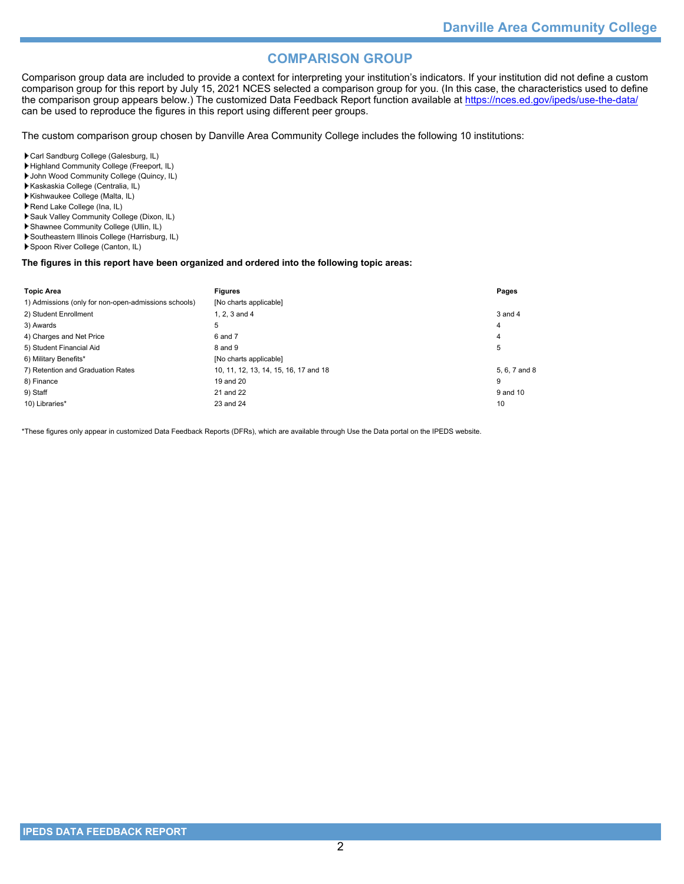# COMPARISON GROUP

Comparison group data are included to provide a context for interpreting your institution's indicators. If your institution did not define a custom comparison group for this report by July 15, 2021 NCES selected a comparison group for you. (In this case, the characteristics used to define the comparison group appears below.) The customized Data Feedback Report function available at https://nces.ed.gov/ipeds/use-the-data/ can be used to reproduce the figures in this report using different peer groups.

The custom comparison group chosen by Danville Area Community College includes the following 10 institutions:

- Carl Sandburg College (Galesburg, IL)
- Highland Community College (Freeport, IL)
- John Wood Community College (Quincy, IL)
- Kaskaskia College (Centralia, IL)
- Kishwaukee College (Malta, IL)
- Rend Lake College (Ina, IL)
- Sauk Valley Community College (Dixon, IL)
- Shawnee Community College (Ullin, IL)
- Southeastern Illinois College (Harrisburg, IL)
- Spoon River College (Canton, IL)

**The figures in this report have been organized and ordered into the following topic areas:**

| Topic Area | Figures | Pages |
|---|---|---|
| 1) Admissions (only for non-open-admissions schools) | [No charts applicable] | |
| 2) Student Enrollment | 1, 2, 3 and 4 | 3 and 4 |
| 3) Awards | 5 | 4 |
| 4) Charges and Net Price | 6 and 7 | 4 |
| 5) Student Financial Aid | 8 and 9 | 5 |
| 6) Military Benefits* | [No charts applicable] | |
| 7) Retention and Graduation Rates | 10, 11, 12, 13, 14, 15, 16, 17 and 18 | 5, 6, 7 and 8 |
| 8) Finance | 19 and 20 | 9 |
| 9) Staff | 21 and 22 | 9 and 10 |
| 10) Libraries* | 23 and 24 | 10 |

*These figures only appear in customized Data Feedback Reports (DFRs), which are available through Use the Data portal on the IPEDS website.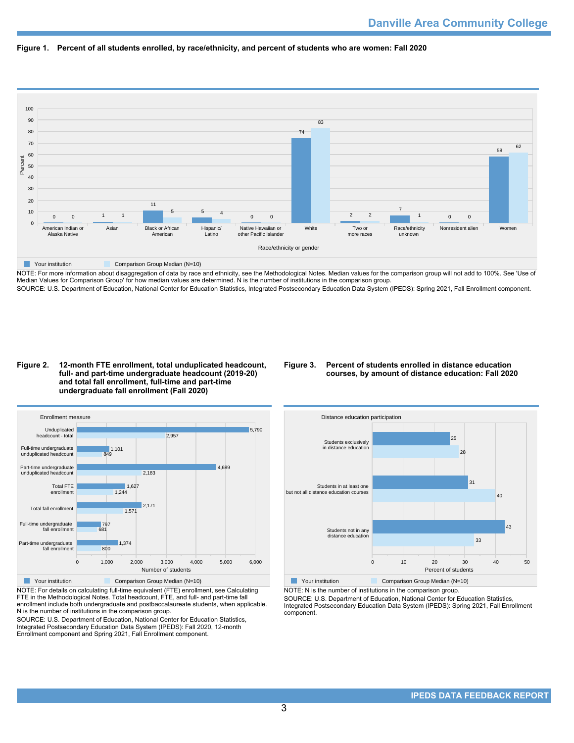**Figure 1. Percent of all students enrolled, by race/ethnicity, and percent of students who are women: Fall 2020**

| Race/ethnicity or gender | Your institution | Comparison Group Median (N=10) |
|---|---|---|
| American Indian or Alaska Native | 0 | 0 |
| Asian | 1 | 1 |
| Black or African American | 11 | 5 |
| Hispanic/ Latino | 5 | 4 |
| Native Hawaiian or other Pacific Islander | 0 | 0 |
| White | 74 | 83 |
| Two or more races | 2 | 2 |
| Race/ethnicity unknown | 7 | 1 |
| Nonresident alien | 0 | 0 |
| Women | 58 | 62 |

NOTE: For more information about disaggregation of data by race and ethnicity, see the Methodological Notes. Median values for the comparison group will not add to 100%. See 'Use of Median Values for Comparison Group' for how median values are determined. N is the number of institutions in the comparison group.
SOURCE: U.S. Department of Education, National Center for Education Statistics, Integrated Postsecondary Education Data System (IPEDS): Spring 2021, Fall Enrollment component.

**Figure 2. 12-month FTE enrollment, total unduplicated headcount, full- and part-time undergraduate headcount (2019-20) and total fall enrollment, full-time and part-time undergraduate fall enrollment (Fall 2020)**

| Enrollment measure | Your institution | Comparison Group Median (N=10) |
|---|---|---|
| Unduplicated headcount - total | 5,790 | 2,957 |
| Full-time undergraduate unduplicated headcount | 1,101 | 849 |
| Part-time undergraduate unduplicated headcount | 4,689 | 2,183 |
| Total FTE enrollment | 1,627 | 1,244 |
| Total fall enrollment | 2,171 | 1,571 |
| Full-time undergraduate fall enrollment | 797 | 681 |
| Part-time undergraduate fall enrollment | 1,374 | 800 |

NOTE: For details on calculating full-time equivalent (FTE) enrollment, see Calculating FTE in the Methodological Notes. Total headcount, FTE, and full- and part-time fall enrollment include both undergraduate and postbaccalaureate students, when applicable. N is the number of institutions in the comparison group.
SOURCE: U.S. Department of Education, National Center for Education Statistics, Integrated Postsecondary Education Data System (IPEDS): Fall 2020, 12-month Enrollment component and Spring 2021, Fall Enrollment component.

**Figure 3. Percent of students enrolled in distance education courses, by amount of distance education: Fall 2020**

| Distance education participation | Your institution | Comparison Group Median (N=10) |
|---|---|---|
| Students exclusively in distance education | 25 | 28 |
| Students in at least one but not all distance education courses | 31 | 40 |
| Students not in any distance education | 43 | 33 |

NOTE: N is the number of institutions in the comparison group.
SOURCE: U.S. Department of Education, National Center for Education Statistics, Integrated Postsecondary Education Data System (IPEDS): Spring 2021, Fall Enrollment component.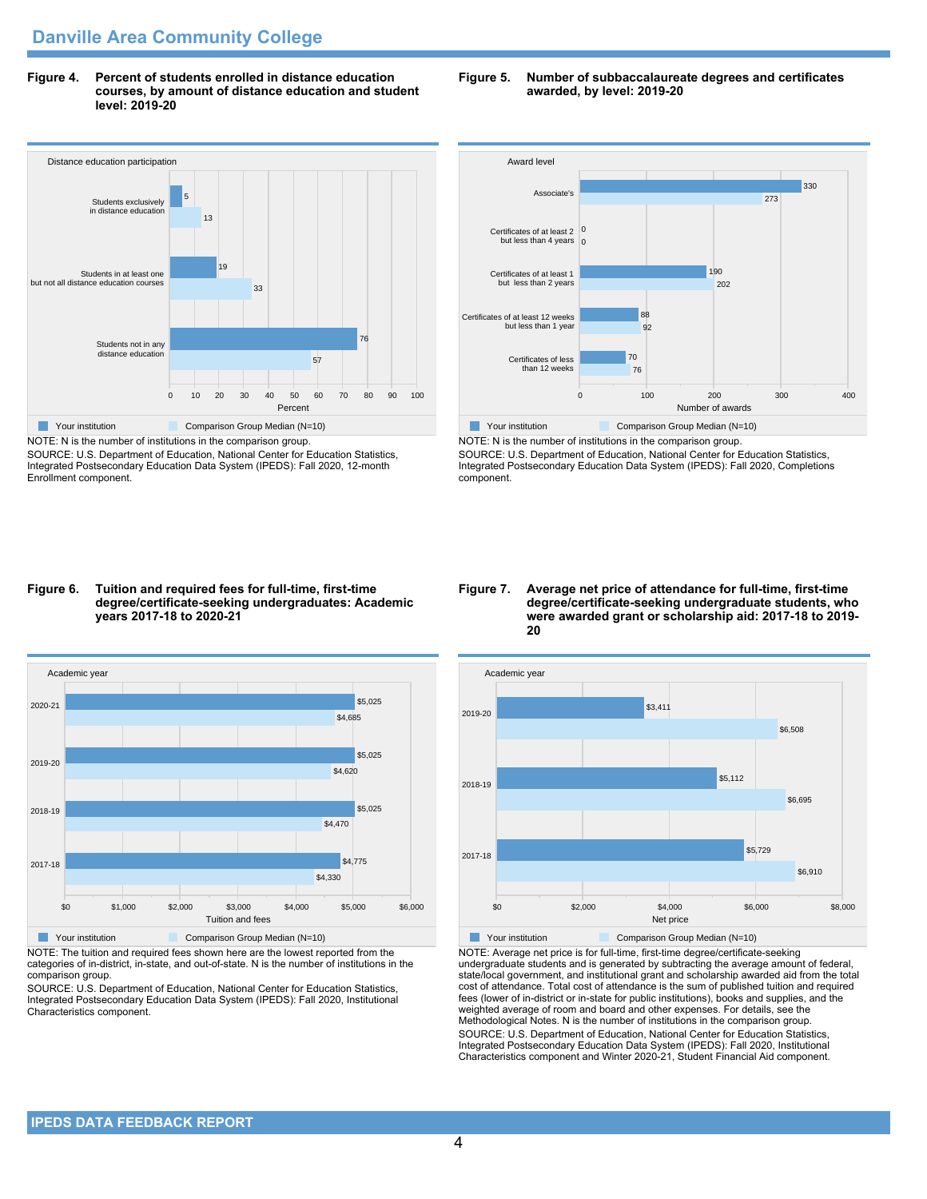## Danville Area Community College

**Figure 4. Percent of students enrolled in distance education courses, by amount of distance education and student level: 2019-20**

| Distance education participation | Your institution | Comparison Group Median (N=10) |
|---|---|---|
| Students exclusively in distance education | 5 | 13 |
| Students in at least one but not all distance education courses | 19 | 33 |
| Students not in any distance education | 76 | 57 |

NOTE: N is the number of institutions in the comparison group.
SOURCE: U.S. Department of Education, National Center for Education Statistics, Integrated Postsecondary Education Data System (IPEDS): Fall 2020, 12-month Enrollment component.

**Figure 5. Number of subbaccalaureate degrees and certificates awarded, by level: 2019-20**

| Award level | Your institution | Comparison Group Median (N=10) |
|---|---|---|
| Associate's | 330 | 273 |
| Certificates of at least 2 but less than 4 years | 0 | 0 |
| Certificates of at least 1 but less than 2 years | 190 | 202 |
| Certificates of at least 12 weeks but less than 1 year | 88 | 92 |
| Certificates of less than 12 weeks | 70 | 76 |

NOTE: N is the number of institutions in the comparison group.
SOURCE: U.S. Department of Education, National Center for Education Statistics, Integrated Postsecondary Education Data System (IPEDS): Fall 2020, Completions component.

**Figure 6. Tuition and required fees for full-time, first-time degree/certificate-seeking undergraduates: Academic years 2017-18 to 2020-21**

| Academic year | Your institution | Comparison Group Median (N=10) |
|---|---|---|
| 2020-21 | $5,025 | $4,685 |
| 2019-20 | $5,025 | $4,620 |
| 2018-19 | $5,025 | $4,470 |
| 2017-18 | $4,775 | $4,330 |

NOTE: The tuition and required fees shown here are the lowest reported from the categories of in-district, in-state, and out-of-state. N is the number of institutions in the comparison group.
SOURCE: U.S. Department of Education, National Center for Education Statistics, Integrated Postsecondary Education Data System (IPEDS): Fall 2020, Institutional Characteristics component.

**Figure 7. Average net price of attendance for full-time, first-time degree/certificate-seeking undergraduate students, who were awarded grant or scholarship aid: 2017-18 to 2019-20**

| Academic year | Your institution | Comparison Group Median (N=10) |
|---|---|---|
| 2019-20 | $3,411 | $6,508 |
| 2018-19 | $5,112 | $6,695 |
| 2017-18 | $5,729 | $6,910 |

NOTE: Average net price is for full-time, first-time degree/certificate-seeking undergraduate students and is generated by subtracting the average amount of federal, state/local government, and institutional grant and scholarship awarded aid from the total cost of attendance. Total cost of attendance is the sum of published tuition and required fees (lower of in-district or in-state for public institutions), books and supplies, and the weighted average of room and board and other expenses. For details, see the Methodological Notes. N is the number of institutions in the comparison group.
SOURCE: U.S. Department of Education, National Center for Education Statistics, Integrated Postsecondary Education Data System (IPEDS): Fall 2020, Institutional Characteristics component and Winter 2020-21, Student Financial Aid component.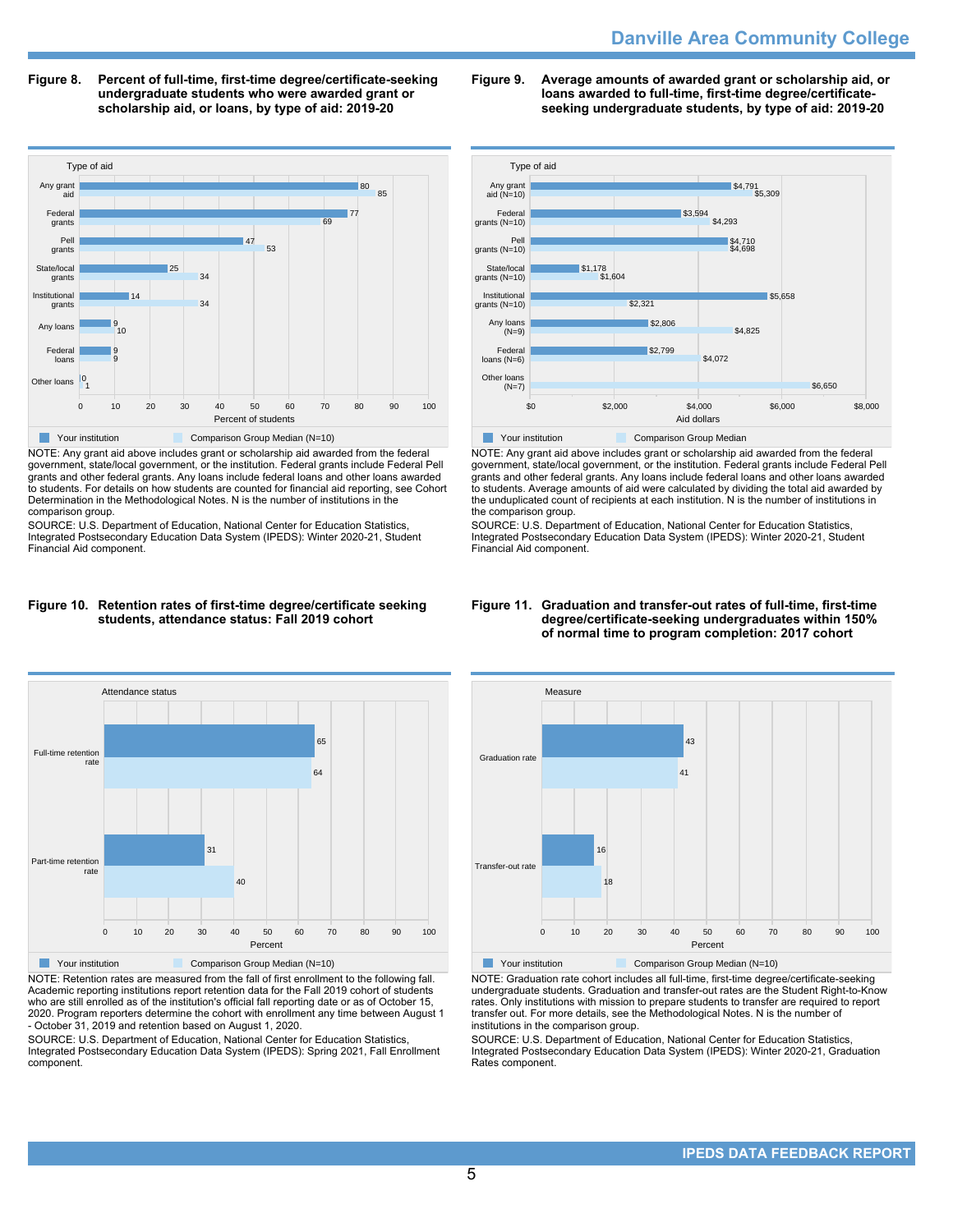**Figure 8. Percent of full-time, first-time degree/certificate-seeking undergraduate students who were awarded grant or scholarship aid, or loans, by type of aid: 2019-20**

| Type of aid | Your institution | Comparison Group Median (N=10) |
|---|---|---|
| Any grant aid | 80 | 85 |
| Federal grants | 77 | 69 |
| Pell grants | 47 | 53 |
| State/local grants | 25 | 34 |
| Institutional grants | 14 | 34 |
| Any loans | 9 | 10 |
| Federal loans | 9 | 9 |
| Other loans | 0 | 1 |

Percent of students

NOTE: Any grant aid above includes grant or scholarship aid awarded from the federal government, state/local government, or the institution. Federal grants include Federal Pell grants and other federal grants. Any loans include federal loans and other loans awarded to students. For details on how students are counted for financial aid reporting, see Cohort Determination in the Methodological Notes. N is the number of institutions in the comparison group.

SOURCE: U.S. Department of Education, National Center for Education Statistics, Integrated Postsecondary Education Data System (IPEDS): Winter 2020-21, Student Financial Aid component.

**Figure 9. Average amounts of awarded grant or scholarship aid, or loans awarded to full-time, first-time degree/certificate-seeking undergraduate students, by type of aid: 2019-20**

| Type of aid | Your institution | Comparison Group Median |
|---|---|---|
| Any grant aid (N=10) | $4,791 | $5,309 |
| Federal grants (N=10) | $3,594 | $4,293 |
| Pell grants (N=10) | $4,710 | $4,698 |
| State/local grants (N=10) | $1,178 | $1,604 |
| Institutional grants (N=10) | $5,658 | $2,321 |
| Any loans (N=9) | $2,806 | $4,825 |
| Federal loans (N=6) | $2,799 | $4,072 |
| Other loans (N=7) | | $6,650 |

Aid dollars

NOTE: Any grant aid above includes grant or scholarship aid awarded from the federal government, state/local government, or the institution. Federal grants include Federal Pell grants and other federal grants. Any loans include federal loans and other loans awarded to students. Average amounts of aid were calculated by dividing the total aid awarded by the unduplicated count of recipients at each institution. N is the number of institutions in the comparison group.

SOURCE: U.S. Department of Education, National Center for Education Statistics, Integrated Postsecondary Education Data System (IPEDS): Winter 2020-21, Student Financial Aid component.

**Figure 10. Retention rates of first-time degree/certificate seeking students, attendance status: Fall 2019 cohort**

| Attendance status | Your institution | Comparison Group Median (N=10) |
|---|---|---|
| Full-time retention rate | 65 | 64 |
| Part-time retention rate | 31 | 40 |

Percent

NOTE: Retention rates are measured from the fall of first enrollment to the following fall. Academic reporting institutions report retention data for the Fall 2019 cohort of students who are still enrolled as of the institution's official fall reporting date or as of October 15, 2020. Program reporters determine the cohort with enrollment any time between August 1 - October 31, 2019 and retention based on August 1, 2020.

SOURCE: U.S. Department of Education, National Center for Education Statistics, Integrated Postsecondary Education Data System (IPEDS): Spring 2021, Fall Enrollment component.

**Figure 11. Graduation and transfer-out rates of full-time, first-time degree/certificate-seeking undergraduates within 150% of normal time to program completion: 2017 cohort**

| Measure | Your institution | Comparison Group Median (N=10) |
|---|---|---|
| Graduation rate | 43 | 41 |
| Transfer-out rate | 16 | 18 |

Percent

NOTE: Graduation rate cohort includes all full-time, first-time degree/certificate-seeking undergraduate students. Graduation and transfer-out rates are the Student Right-to-Know rates. Only institutions with mission to prepare students to transfer are required to report transfer out. For more details, see the Methodological Notes. N is the number of institutions in the comparison group.

SOURCE: U.S. Department of Education, National Center for Education Statistics, Integrated Postsecondary Education Data System (IPEDS): Winter 2020-21, Graduation Rates component.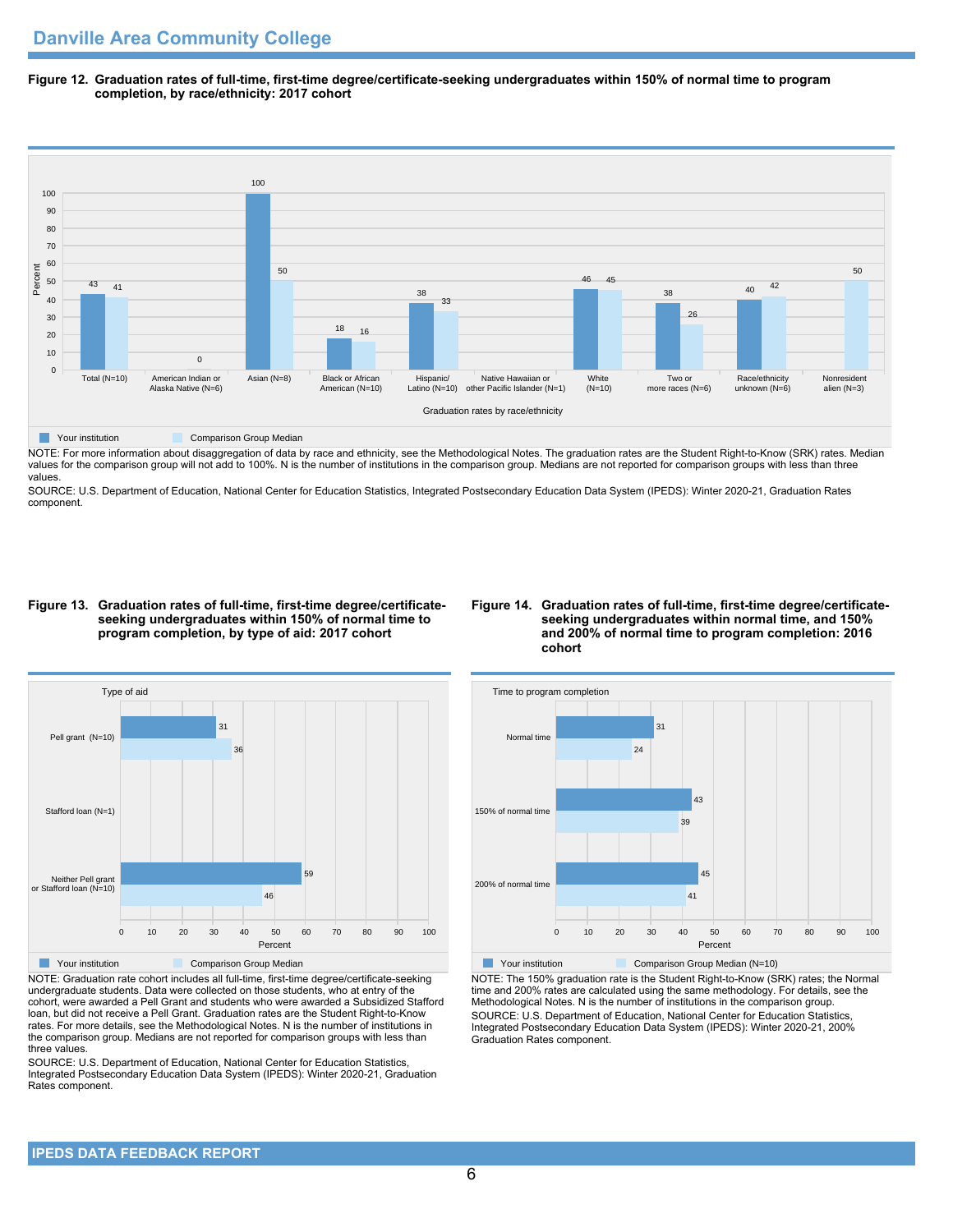## Danville Area Community College

**Figure 12. Graduation rates of full-time, first-time degree/certificate-seeking undergraduates within 150% of normal time to program completion, by race/ethnicity: 2017 cohort**

| Graduation rates by race/ethnicity | Your institution | Comparison Group Median |
|---|---|---|
| Total (N=10) | 43 | 41 |
| American Indian or Alaska Native (N=6) | | 0 |
| Asian (N=8) | 100 | 50 |
| Black or African American (N=10) | 18 | 16 |
| Hispanic/ Latino (N=10) | 38 | 33 |
| Native Hawaiian or other Pacific Islander (N=1) | | |
| White (N=10) | 46 | 45 |
| Two or more races (N=6) | 38 | 26 |
| Race/ethnicity unknown (N=6) | 40 | 42 |
| Nonresident alien (N=3) | | 50 |

NOTE: For more information about disaggregation of data by race and ethnicity, see the Methodological Notes. The graduation rates are the Student Right-to-Know (SRK) rates. Median values for the comparison group will not add to 100%. N is the number of institutions in the comparison group. Medians are not reported for comparison groups with less than three values.

SOURCE: U.S. Department of Education, National Center for Education Statistics, Integrated Postsecondary Education Data System (IPEDS): Winter 2020-21, Graduation Rates component.

**Figure 13. Graduation rates of full-time, first-time degree/certificate-seeking undergraduates within 150% of normal time to program completion, by type of aid: 2017 cohort**

| Type of aid | Your institution | Comparison Group Median |
|---|---|---|
| Pell grant (N=10) | 31 | 36 |
| Stafford loan (N=1) | | |
| Neither Pell grant or Stafford loan (N=10) | 59 | 46 |

NOTE: Graduation rate cohort includes all full-time, first-time degree/certificate-seeking undergraduate students. Data were collected on those students, who at entry of the cohort, were awarded a Pell Grant and students who were awarded a Subsidized Stafford loan, but did not receive a Pell Grant. Graduation rates are the Student Right-to-Know rates. For more details, see the Methodological Notes. N is the number of institutions in the comparison group. Medians are not reported for comparison groups with less than three values.

SOURCE: U.S. Department of Education, National Center for Education Statistics, Integrated Postsecondary Education Data System (IPEDS): Winter 2020-21, Graduation Rates component.

**Figure 14. Graduation rates of full-time, first-time degree/certificate-seeking undergraduates within normal time, and 150% and 200% of normal time to program completion: 2016 cohort**

| Time to program completion | Your institution | Comparison Group Median (N=10) |
|---|---|---|
| Normal time | 31 | 24 |
| 150% of normal time | 43 | 39 |
| 200% of normal time | 45 | 41 |

NOTE: The 150% graduation rate is the Student Right-to-Know (SRK) rates; the Normal time and 200% rates are calculated using the same methodology. For details, see the Methodological Notes. N is the number of institutions in the comparison group.

SOURCE: U.S. Department of Education, National Center for Education Statistics, Integrated Postsecondary Education Data System (IPEDS): Winter 2020-21, 200% Graduation Rates component.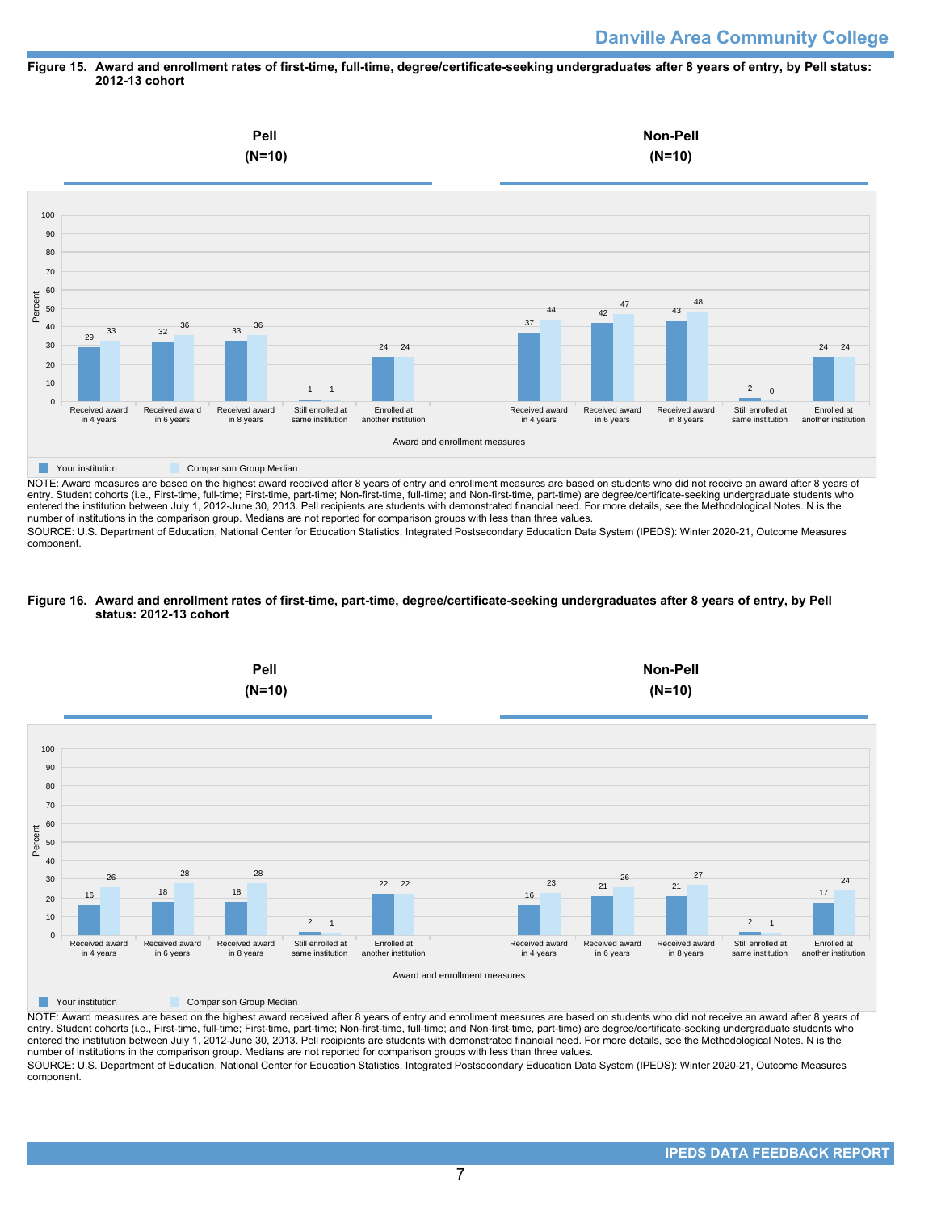**Figure 15. Award and enrollment rates of first-time, full-time, degree/certificate-seeking undergraduates after 8 years of entry, by Pell status: 2012-13 cohort**

| Award and enrollment measures | Pell (N=10) Your institution | Pell (N=10) Comparison Group Median | Non-Pell (N=10) Your institution | Non-Pell (N=10) Comparison Group Median |
|---|---|---|---|---|
| Received award in 4 years | 29 | 33 | 37 | 44 |
| Received award in 6 years | 32 | 36 | 42 | 47 |
| Received award in 8 years | 33 | 36 | 43 | 48 |
| Still enrolled at same institution | 1 | 1 | 2 | 0 |
| Enrolled at another institution | 24 | 24 | 24 | 24 |

NOTE: Award measures are based on the highest award received after 8 years of entry and enrollment measures are based on students who did not receive an award after 8 years of entry. Student cohorts (i.e., First-time, full-time; First-time, part-time; Non-first-time, full-time; and Non-first-time, part-time) are degree/certificate-seeking undergraduate students who entered the institution between July 1, 2012-June 30, 2013. Pell recipients are students with demonstrated financial need. For more details, see the Methodological Notes. N is the number of institutions in the comparison group. Medians are not reported for comparison groups with less than three values.

SOURCE: U.S. Department of Education, National Center for Education Statistics, Integrated Postsecondary Education Data System (IPEDS): Winter 2020-21, Outcome Measures component.

**Figure 16. Award and enrollment rates of first-time, part-time, degree/certificate-seeking undergraduates after 8 years of entry, by Pell status: 2012-13 cohort**

| Award and enrollment measures | Pell (N=10) Your institution | Pell (N=10) Comparison Group Median | Non-Pell (N=10) Your institution | Non-Pell (N=10) Comparison Group Median |
|---|---|---|---|---|
| Received award in 4 years | 16 | 26 | 16 | 23 |
| Received award in 6 years | 18 | 28 | 21 | 26 |
| Received award in 8 years | 18 | 28 | 21 | 27 |
| Still enrolled at same institution | 2 | 1 | 2 | 1 |
| Enrolled at another institution | 22 | 22 | 17 | 24 |

NOTE: Award measures are based on the highest award received after 8 years of entry and enrollment measures are based on students who did not receive an award after 8 years of entry. Student cohorts (i.e., First-time, full-time; First-time, part-time; Non-first-time, full-time; and Non-first-time, part-time) are degree/certificate-seeking undergraduate students who entered the institution between July 1, 2012-June 30, 2013. Pell recipients are students with demonstrated financial need. For more details, see the Methodological Notes. N is the number of institutions in the comparison group. Medians are not reported for comparison groups with less than three values.

SOURCE: U.S. Department of Education, National Center for Education Statistics, Integrated Postsecondary Education Data System (IPEDS): Winter 2020-21, Outcome Measures component.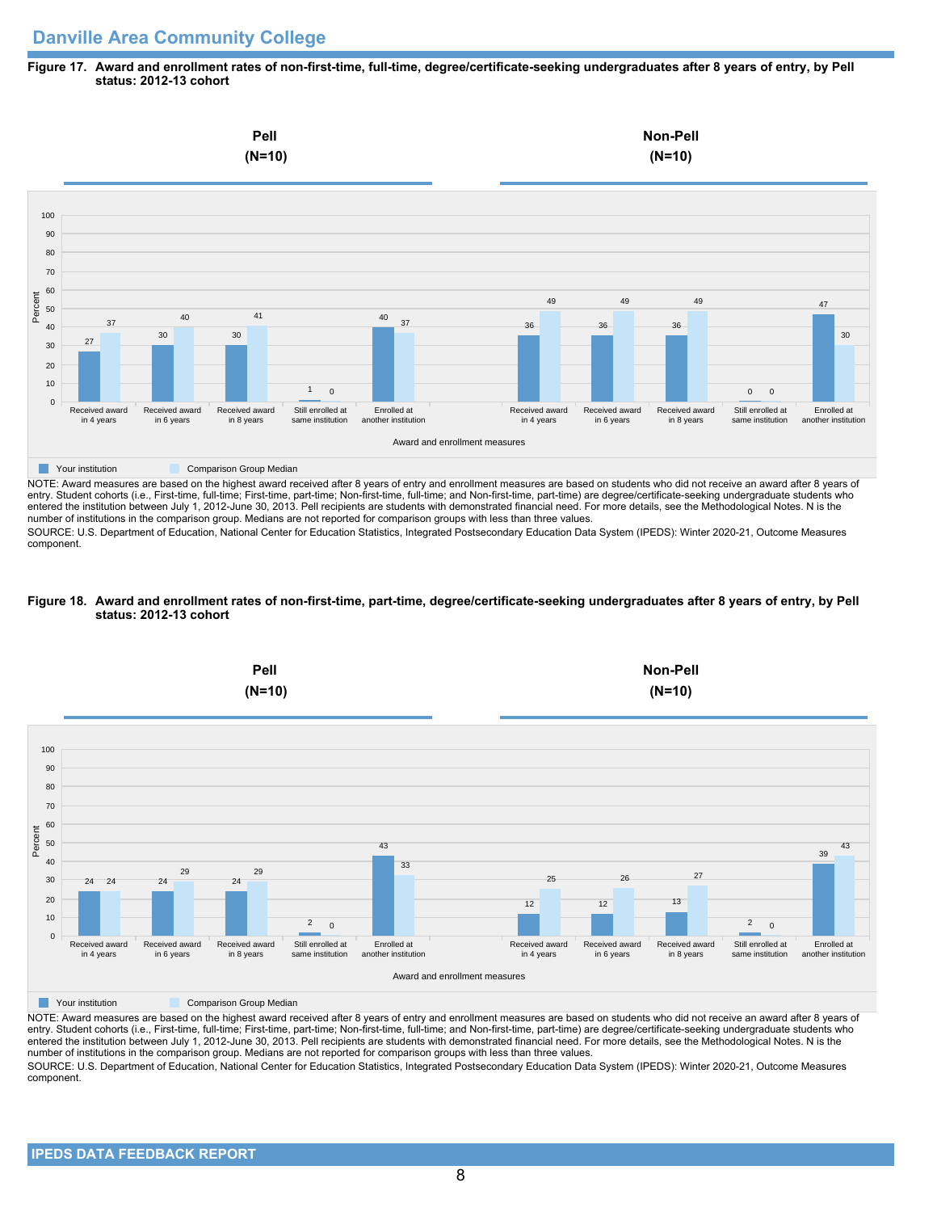## Danville Area Community College

**Figure 17. Award and enrollment rates of non-first-time, full-time, degree/certificate-seeking undergraduates after 8 years of entry, by Pell status: 2012-13 cohort**

| Award and enrollment measures | Pell (N=10) Your institution | Pell (N=10) Comparison Group Median | Non-Pell (N=10) Your institution | Non-Pell (N=10) Comparison Group Median |
|---|---|---|---|---|
| Received award in 4 years | 27 | 37 | 36 | 49 |
| Received award in 6 years | 30 | 40 | 36 | 49 |
| Received award in 8 years | 30 | 41 | 36 | 49 |
| Still enrolled at same institution | 1 | 0 | 0 | 0 |
| Enrolled at another institution | 40 | 37 | 47 | 30 |

NOTE: Award measures are based on the highest award received after 8 years of entry and enrollment measures are based on students who did not receive an award after 8 years of entry. Student cohorts (i.e., First-time, full-time; First-time, part-time; Non-first-time, full-time; and Non-first-time, part-time) are degree/certificate-seeking undergraduate students who entered the institution between July 1, 2012-June 30, 2013. Pell recipients are students with demonstrated financial need. For more details, see the Methodological Notes. N is the number of institutions in the comparison group. Medians are not reported for comparison groups with less than three values.

SOURCE: U.S. Department of Education, National Center for Education Statistics, Integrated Postsecondary Education Data System (IPEDS): Winter 2020-21, Outcome Measures component.

**Figure 18. Award and enrollment rates of non-first-time, part-time, degree/certificate-seeking undergraduates after 8 years of entry, by Pell status: 2012-13 cohort**

| Award and enrollment measures | Pell (N=10) Your institution | Pell (N=10) Comparison Group Median | Non-Pell (N=10) Your institution | Non-Pell (N=10) Comparison Group Median |
|---|---|---|---|---|
| Received award in 4 years | 24 | 24 | 12 | 25 |
| Received award in 6 years | 24 | 29 | 12 | 26 |
| Received award in 8 years | 24 | 29 | 13 | 27 |
| Still enrolled at same institution | 2 | 0 | 2 | 0 |
| Enrolled at another institution | 43 | 33 | 39 | 43 |

NOTE: Award measures are based on the highest award received after 8 years of entry and enrollment measures are based on students who did not receive an award after 8 years of entry. Student cohorts (i.e., First-time, full-time; First-time, part-time; Non-first-time, full-time; and Non-first-time, part-time) are degree/certificate-seeking undergraduate students who entered the institution between July 1, 2012-June 30, 2013. Pell recipients are students with demonstrated financial need. For more details, see the Methodological Notes. N is the number of institutions in the comparison group. Medians are not reported for comparison groups with less than three values.

SOURCE: U.S. Department of Education, National Center for Education Statistics, Integrated Postsecondary Education Data System (IPEDS): Winter 2020-21, Outcome Measures component.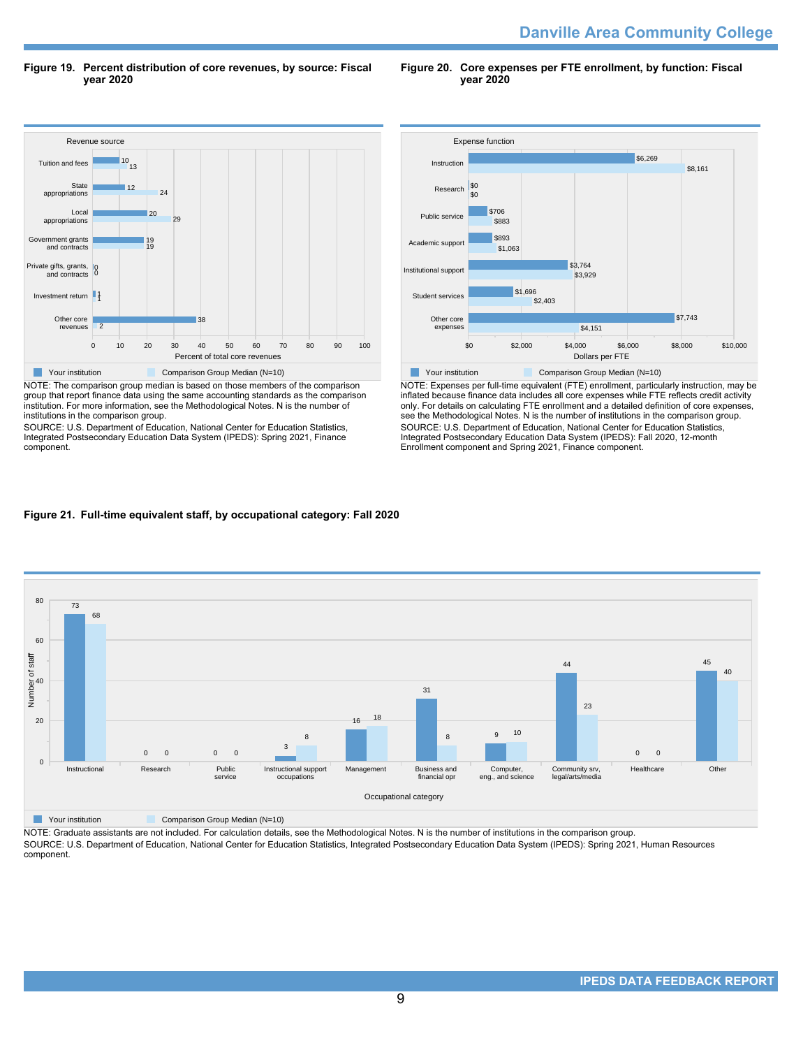**Figure 19. Percent distribution of core revenues, by source: Fiscal year 2020**

| Revenue source | Your institution | Comparison Group Median (N=10) |
|---|---|---|
| Tuition and fees | 10 | 13 |
| State appropriations | 12 | 24 |
| Local appropriations | 20 | 29 |
| Government grants and contracts | 19 | 19 |
| Private gifts, grants, and contracts | 0 | 0 |
| Investment return | 1 | 1 |
| Other core revenues | 38 | 2 |

NOTE: The comparison group median is based on those members of the comparison group that report finance data using the same accounting standards as the comparison institution. For more information, see the Methodological Notes. N is the number of institutions in the comparison group.

SOURCE: U.S. Department of Education, National Center for Education Statistics, Integrated Postsecondary Education Data System (IPEDS): Spring 2021, Finance component.

**Figure 20. Core expenses per FTE enrollment, by function: Fiscal year 2020**

| Expense function | Your institution | Comparison Group Median (N=10) |
|---|---|---|
| Instruction | $6,269 | $8,161 |
| Research | $0 | $0 |
| Public service | $706 | $883 |
| Academic support | $893 | $1,063 |
| Institutional support | $3,764 | $3,929 |
| Student services | $1,696 | $2,403 |
| Other core expenses | $7,743 | $4,151 |

NOTE: Expenses per full-time equivalent (FTE) enrollment, particularly instruction, may be inflated because finance data includes all core expenses while FTE reflects credit activity only. For details on calculating FTE enrollment and a detailed definition of core expenses, see the Methodological Notes. N is the number of institutions in the comparison group.

SOURCE: U.S. Department of Education, National Center for Education Statistics, Integrated Postsecondary Education Data System (IPEDS): Fall 2020, 12-month Enrollment component and Spring 2021, Finance component.

**Figure 21. Full-time equivalent staff, by occupational category: Fall 2020**

| Occupational category | Your institution | Comparison Group Median (N=10) |
|---|---|---|
| Instructional | 73 | 68 |
| Research | 0 | 0 |
| Public service | 0 | 0 |
| Instructional support occupations | 3 | 8 |
| Management | 16 | 18 |
| Business and financial opr | 31 | 8 |
| Computer, eng., and science | 9 | 10 |
| Community srv, legal/arts/media | 44 | 23 |
| Healthcare | 0 | 0 |
| Other | 45 | 40 |

NOTE: Graduate assistants are not included. For calculation details, see the Methodological Notes. N is the number of institutions in the comparison group.

SOURCE: U.S. Department of Education, National Center for Education Statistics, Integrated Postsecondary Education Data System (IPEDS): Spring 2021, Human Resources component.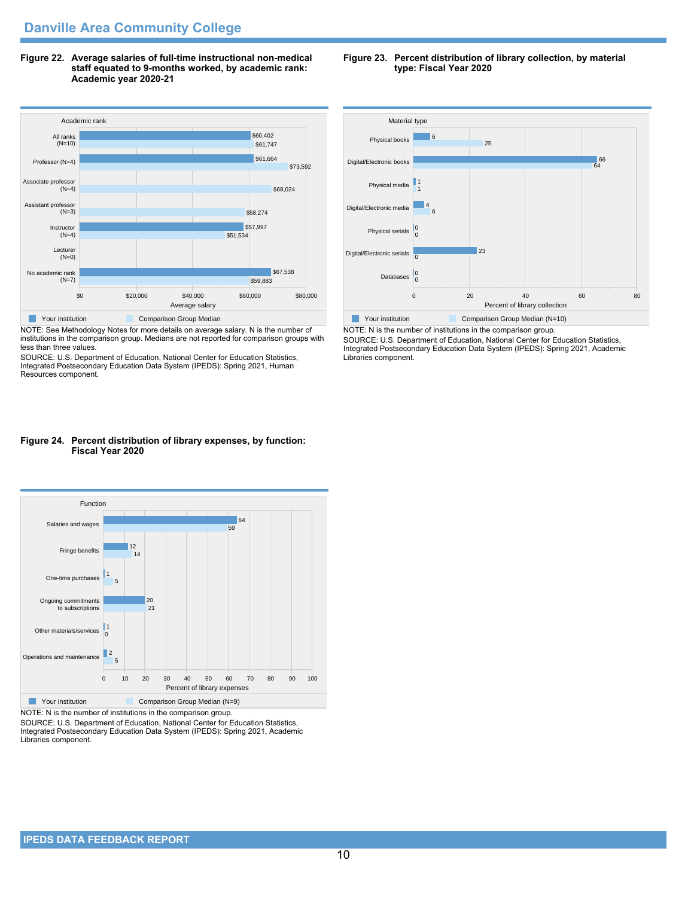## Danville Area Community College

**Figure 22. Average salaries of full-time instructional non-medical staff equated to 9-months worked, by academic rank: Academic year 2020-21**

| Academic rank | Your institution | Comparison Group Median |
|---|---|---|
| All ranks (N=10) | $60,402 | $61,747 |
| Professor (N=4) | $61,664 | $73,592 |
| Associate professor (N=4) | | $68,024 |
| Assistant professor (N=3) | | $58,274 |
| Instructor (N=4) | $57,997 | $51,534 |
| Lecturer (N=0) | | |
| No academic rank (N=7) | $67,538 | $59,883 |

NOTE: See Methodology Notes for more details on average salary. N is the number of institutions in the comparison group. Medians are not reported for comparison groups with less than three values.

SOURCE: U.S. Department of Education, National Center for Education Statistics, Integrated Postsecondary Education Data System (IPEDS): Spring 2021, Human Resources component.

**Figure 23. Percent distribution of library collection, by material type: Fiscal Year 2020**

| Material type | Your institution | Comparison Group Median (N=10) |
|---|---|---|
| Physical books | 6 | 25 |
| Digital/Electronic books | 66 | 64 |
| Physical media | 1 | 1 |
| Digital/Electronic media | 4 | 6 |
| Physical serials | 0 | 0 |
| Digital/Electronic serials | 23 | 0 |
| Databases | 0 | 0 |

NOTE: N is the number of institutions in the comparison group.

SOURCE: U.S. Department of Education, National Center for Education Statistics, Integrated Postsecondary Education Data System (IPEDS): Spring 2021, Academic Libraries component.

**Figure 24. Percent distribution of library expenses, by function: Fiscal Year 2020**

| Function | Your institution | Comparison Group Median (N=9) |
|---|---|---|
| Salaries and wages | 64 | 59 |
| Fringe benefits | 12 | 14 |
| One-time purchases | 1 | 5 |
| Ongoing commitments to subscriptions | 20 | 21 |
| Other materials/services | 1 | 0 |
| Operations and maintenance | 2 | 5 |

NOTE: N is the number of institutions in the comparison group.

SOURCE: U.S. Department of Education, National Center for Education Statistics, Integrated Postsecondary Education Data System (IPEDS): Spring 2021, Academic Libraries component.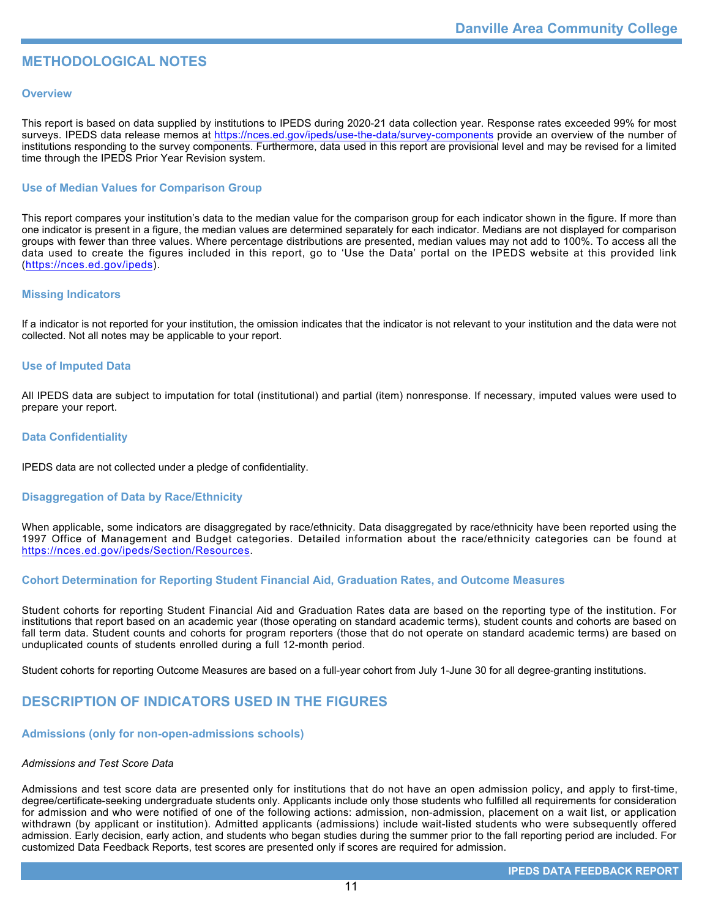# METHODOLOGICAL NOTES

## Overview

This report is based on data supplied by institutions to IPEDS during 2020-21 data collection year. Response rates exceeded 99% for most surveys. IPEDS data release memos at https://nces.ed.gov/ipeds/use-the-data/survey-components provide an overview of the number of institutions responding to the survey components. Furthermore, data used in this report are provisional level and may be revised for a limited time through the IPEDS Prior Year Revision system.

## Use of Median Values for Comparison Group

This report compares your institution's data to the median value for the comparison group for each indicator shown in the figure. If more than one indicator is present in a figure, the median values are determined separately for each indicator. Medians are not displayed for comparison groups with fewer than three values. Where percentage distributions are presented, median values may not add to 100%. To access all the data used to create the figures included in this report, go to 'Use the Data' portal on the IPEDS website at this provided link (https://nces.ed.gov/ipeds).

## Missing Indicators

If a indicator is not reported for your institution, the omission indicates that the indicator is not relevant to your institution and the data were not collected. Not all notes may be applicable to your report.

## Use of Imputed Data

All IPEDS data are subject to imputation for total (institutional) and partial (item) nonresponse. If necessary, imputed values were used to prepare your report.

## Data Confidentiality

IPEDS data are not collected under a pledge of confidentiality.

## Disaggregation of Data by Race/Ethnicity

When applicable, some indicators are disaggregated by race/ethnicity. Data disaggregated by race/ethnicity have been reported using the 1997 Office of Management and Budget categories. Detailed information about the race/ethnicity categories can be found at https://nces.ed.gov/ipeds/Section/Resources.

## Cohort Determination for Reporting Student Financial Aid, Graduation Rates, and Outcome Measures

Student cohorts for reporting Student Financial Aid and Graduation Rates data are based on the reporting type of the institution. For institutions that report based on an academic year (those operating on standard academic terms), student counts and cohorts are based on fall term data. Student counts and cohorts for program reporters (those that do not operate on standard academic terms) are based on unduplicated counts of students enrolled during a full 12-month period.

Student cohorts for reporting Outcome Measures are based on a full-year cohort from July 1-June 30 for all degree-granting institutions.

# DESCRIPTION OF INDICATORS USED IN THE FIGURES

## Admissions (only for non-open-admissions schools)

*Admissions and Test Score Data*

Admissions and test score data are presented only for institutions that do not have an open admission policy, and apply to first-time, degree/certificate-seeking undergraduate students only. Applicants include only those students who fulfilled all requirements for consideration for admission and who were notified of one of the following actions: admission, non-admission, placement on a wait list, or application withdrawn (by applicant or institution). Admitted applicants (admissions) include wait-listed students who were subsequently offered admission. Early decision, early action, and students who began studies during the summer prior to the fall reporting period are included. For customized Data Feedback Reports, test scores are presented only if scores are required for admission.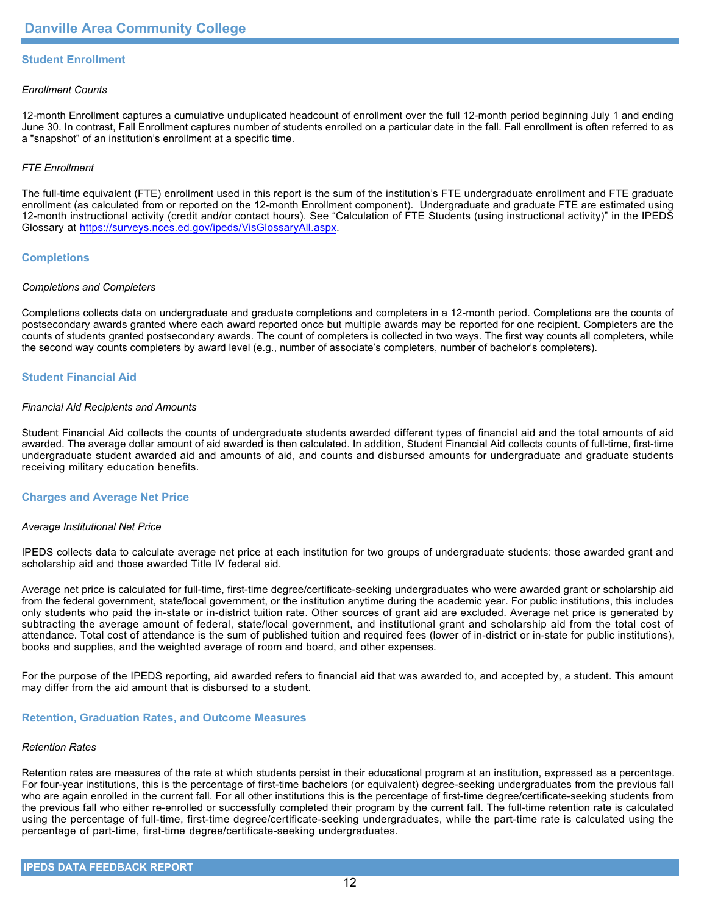## Student Enrollment

*Enrollment Counts*

12-month Enrollment captures a cumulative unduplicated headcount of enrollment over the full 12-month period beginning July 1 and ending June 30. In contrast, Fall Enrollment captures number of students enrolled on a particular date in the fall. Fall enrollment is often referred to as a "snapshot" of an institution's enrollment at a specific time.

*FTE Enrollment*

The full-time equivalent (FTE) enrollment used in this report is the sum of the institution's FTE undergraduate enrollment and FTE graduate enrollment (as calculated from or reported on the 12-month Enrollment component). Undergraduate and graduate FTE are estimated using 12-month instructional activity (credit and/or contact hours). See "Calculation of FTE Students (using instructional activity)" in the IPEDS Glossary at https://surveys.nces.ed.gov/ipeds/VisGlossaryAll.aspx.

## Completions

*Completions and Completers*

Completions collects data on undergraduate and graduate completions and completers in a 12-month period. Completions are the counts of postsecondary awards granted where each award reported once but multiple awards may be reported for one recipient. Completers are the counts of students granted postsecondary awards. The count of completers is collected in two ways. The first way counts all completers, while the second way counts completers by award level (e.g., number of associate's completers, number of bachelor's completers).

## Student Financial Aid

*Financial Aid Recipients and Amounts*

Student Financial Aid collects the counts of undergraduate students awarded different types of financial aid and the total amounts of aid awarded. The average dollar amount of aid awarded is then calculated. In addition, Student Financial Aid collects counts of full-time, first-time undergraduate student awarded aid and amounts of aid, and counts and disbursed amounts for undergraduate and graduate students receiving military education benefits.

## Charges and Average Net Price

*Average Institutional Net Price*

IPEDS collects data to calculate average net price at each institution for two groups of undergraduate students: those awarded grant and scholarship aid and those awarded Title IV federal aid.

Average net price is calculated for full-time, first-time degree/certificate-seeking undergraduates who were awarded grant or scholarship aid from the federal government, state/local government, or the institution anytime during the academic year. For public institutions, this includes only students who paid the in-state or in-district tuition rate. Other sources of grant aid are excluded. Average net price is generated by subtracting the average amount of federal, state/local government, and institutional grant and scholarship aid from the total cost of attendance. Total cost of attendance is the sum of published tuition and required fees (lower of in-district or in-state for public institutions), books and supplies, and the weighted average of room and board, and other expenses.

For the purpose of the IPEDS reporting, aid awarded refers to financial aid that was awarded to, and accepted by, a student. This amount may differ from the aid amount that is disbursed to a student.

## Retention, Graduation Rates, and Outcome Measures

*Retention Rates*

Retention rates are measures of the rate at which students persist in their educational program at an institution, expressed as a percentage. For four-year institutions, this is the percentage of first-time bachelors (or equivalent) degree-seeking undergraduates from the previous fall who are again enrolled in the current fall. For all other institutions this is the percentage of first-time degree/certificate-seeking students from the previous fall who either re-enrolled or successfully completed their program by the current fall. The full-time retention rate is calculated using the percentage of full-time, first-time degree/certificate-seeking undergraduates, while the part-time rate is calculated using the percentage of part-time, first-time degree/certificate-seeking undergraduates.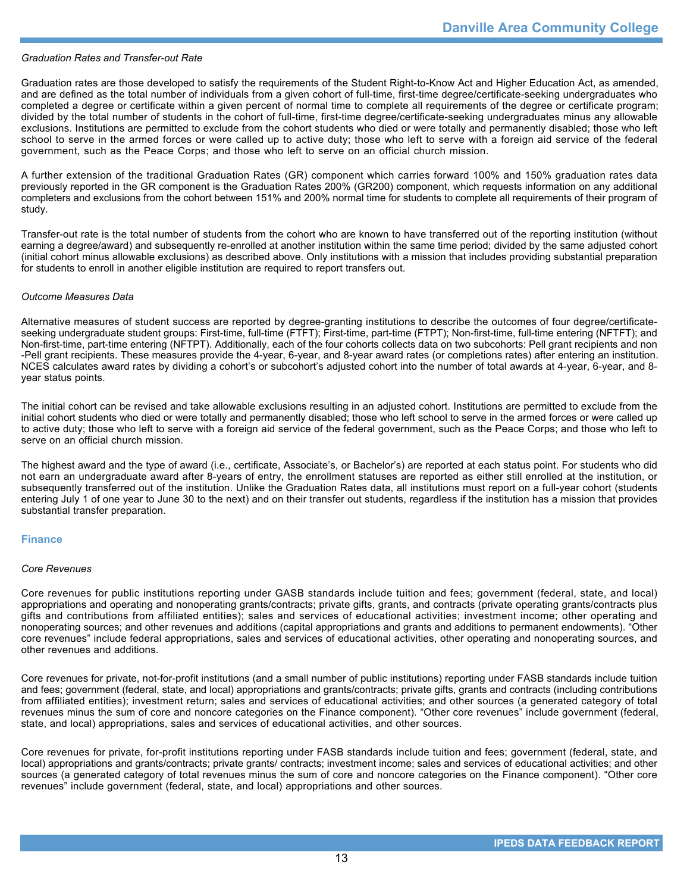*Graduation Rates and Transfer-out Rate*

Graduation rates are those developed to satisfy the requirements of the Student Right-to-Know Act and Higher Education Act, as amended, and are defined as the total number of individuals from a given cohort of full-time, first-time degree/certificate-seeking undergraduates who completed a degree or certificate within a given percent of normal time to complete all requirements of the degree or certificate program; divided by the total number of students in the cohort of full-time, first-time degree/certificate-seeking undergraduates minus any allowable exclusions. Institutions are permitted to exclude from the cohort students who died or were totally and permanently disabled; those who left school to serve in the armed forces or were called up to active duty; those who left to serve with a foreign aid service of the federal government, such as the Peace Corps; and those who left to serve on an official church mission.

A further extension of the traditional Graduation Rates (GR) component which carries forward 100% and 150% graduation rates data previously reported in the GR component is the Graduation Rates 200% (GR200) component, which requests information on any additional completers and exclusions from the cohort between 151% and 200% normal time for students to complete all requirements of their program of study.

Transfer-out rate is the total number of students from the cohort who are known to have transferred out of the reporting institution (without earning a degree/award) and subsequently re-enrolled at another institution within the same time period; divided by the same adjusted cohort (initial cohort minus allowable exclusions) as described above. Only institutions with a mission that includes providing substantial preparation for students to enroll in another eligible institution are required to report transfers out.

*Outcome Measures Data*

Alternative measures of student success are reported by degree-granting institutions to describe the outcomes of four degree/certificate-seeking undergraduate student groups: First-time, full-time (FTFT); First-time, part-time (FTPT); Non-first-time, full-time entering (NFTFT); and Non-first-time, part-time entering (NFTPT). Additionally, each of the four cohorts collects data on two subcohorts: Pell grant recipients and non -Pell grant recipients. These measures provide the 4-year, 6-year, and 8-year award rates (or completions rates) after entering an institution. NCES calculates award rates by dividing a cohort's or subcohort's adjusted cohort into the number of total awards at 4-year, 6-year, and 8-year status points.

The initial cohort can be revised and take allowable exclusions resulting in an adjusted cohort. Institutions are permitted to exclude from the initial cohort students who died or were totally and permanently disabled; those who left school to serve in the armed forces or were called up to active duty; those who left to serve with a foreign aid service of the federal government, such as the Peace Corps; and those who left to serve on an official church mission.

The highest award and the type of award (i.e., certificate, Associate's, or Bachelor's) are reported at each status point. For students who did not earn an undergraduate award after 8-years of entry, the enrollment statuses are reported as either still enrolled at the institution, or subsequently transferred out of the institution. Unlike the Graduation Rates data, all institutions must report on a full-year cohort (students entering July 1 of one year to June 30 to the next) and on their transfer out students, regardless if the institution has a mission that provides substantial transfer preparation.

## Finance

*Core Revenues*

Core revenues for public institutions reporting under GASB standards include tuition and fees; government (federal, state, and local) appropriations and operating and nonoperating grants/contracts; private gifts, grants, and contracts (private operating grants/contracts plus gifts and contributions from affiliated entities); sales and services of educational activities; investment income; other operating and nonoperating sources; and other revenues and additions (capital appropriations and grants and additions to permanent endowments). "Other core revenues" include federal appropriations, sales and services of educational activities, other operating and nonoperating sources, and other revenues and additions.

Core revenues for private, not-for-profit institutions (and a small number of public institutions) reporting under FASB standards include tuition and fees; government (federal, state, and local) appropriations and grants/contracts; private gifts, grants and contracts (including contributions from affiliated entities); investment return; sales and services of educational activities; and other sources (a generated category of total revenues minus the sum of core and noncore categories on the Finance component). "Other core revenues" include government (federal, state, and local) appropriations, sales and services of educational activities, and other sources.

Core revenues for private, for-profit institutions reporting under FASB standards include tuition and fees; government (federal, state, and local) appropriations and grants/contracts; private grants/ contracts; investment income; sales and services of educational activities; and other sources (a generated category of total revenues minus the sum of core and noncore categories on the Finance component). "Other core revenues" include government (federal, state, and local) appropriations and other sources.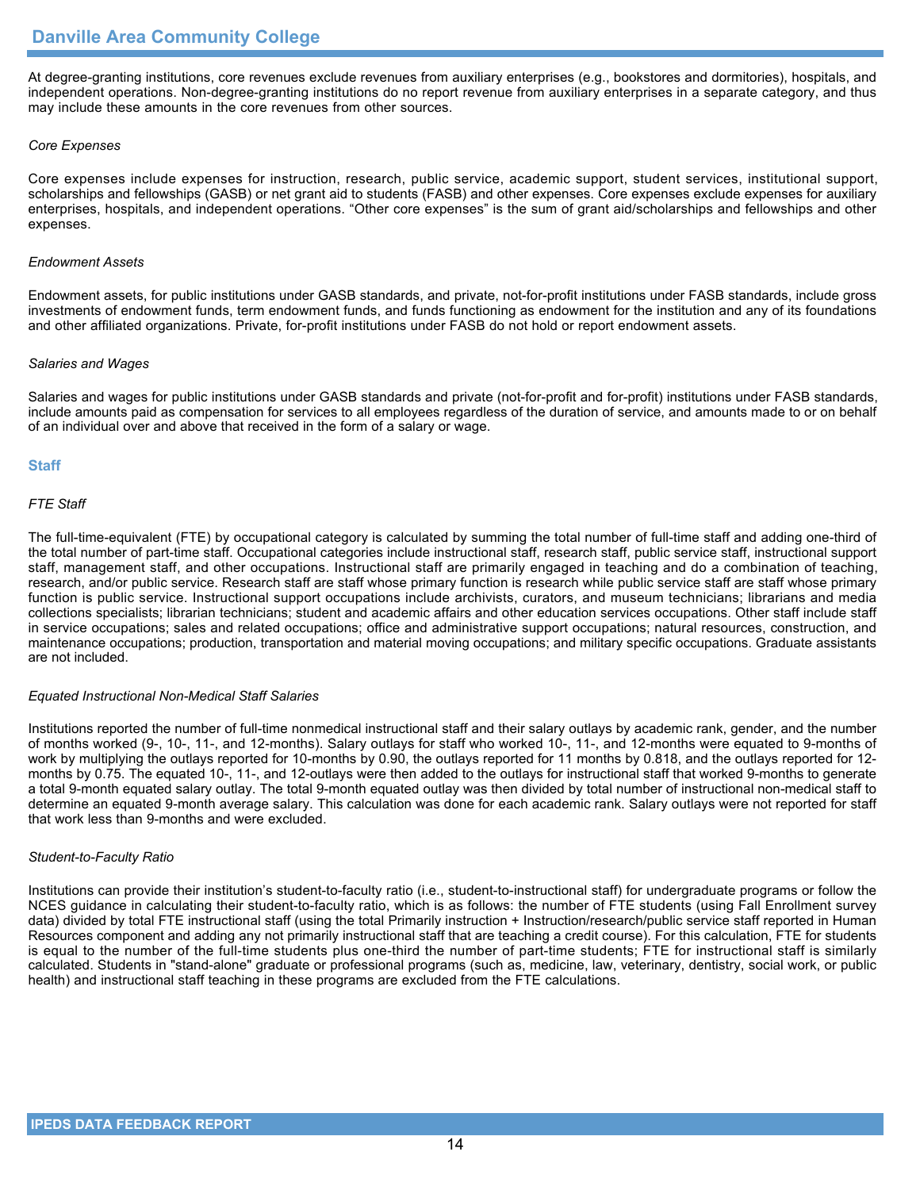At degree-granting institutions, core revenues exclude revenues from auxiliary enterprises (e.g., bookstores and dormitories), hospitals, and independent operations. Non-degree-granting institutions do no report revenue from auxiliary enterprises in a separate category, and thus may include these amounts in the core revenues from other sources.

*Core Expenses*

Core expenses include expenses for instruction, research, public service, academic support, student services, institutional support, scholarships and fellowships (GASB) or net grant aid to students (FASB) and other expenses. Core expenses exclude expenses for auxiliary enterprises, hospitals, and independent operations. "Other core expenses" is the sum of grant aid/scholarships and fellowships and other expenses.

*Endowment Assets*

Endowment assets, for public institutions under GASB standards, and private, not-for-profit institutions under FASB standards, include gross investments of endowment funds, term endowment funds, and funds functioning as endowment for the institution and any of its foundations and other affiliated organizations. Private, for-profit institutions under FASB do not hold or report endowment assets.

*Salaries and Wages*

Salaries and wages for public institutions under GASB standards and private (not-for-profit and for-profit) institutions under FASB standards, include amounts paid as compensation for services to all employees regardless of the duration of service, and amounts made to or on behalf of an individual over and above that received in the form of a salary or wage.

## Staff

*FTE Staff*

The full-time-equivalent (FTE) by occupational category is calculated by summing the total number of full-time staff and adding one-third of the total number of part-time staff. Occupational categories include instructional staff, research staff, public service staff, instructional support staff, management staff, and other occupations. Instructional staff are primarily engaged in teaching and do a combination of teaching, research, and/or public service. Research staff are staff whose primary function is research while public service staff are staff whose primary function is public service. Instructional support occupations include archivists, curators, and museum technicians; librarians and media collections specialists; librarian technicians; student and academic affairs and other education services occupations. Other staff include staff in service occupations; sales and related occupations; office and administrative support occupations; natural resources, construction, and maintenance occupations; production, transportation and material moving occupations; and military specific occupations. Graduate assistants are not included.

*Equated Instructional Non-Medical Staff Salaries*

Institutions reported the number of full-time nonmedical instructional staff and their salary outlays by academic rank, gender, and the number of months worked (9-, 10-, 11-, and 12-months). Salary outlays for staff who worked 10-, 11-, and 12-months were equated to 9-months of work by multiplying the outlays reported for 10-months by 0.90, the outlays reported for 11 months by 0.818, and the outlays reported for 12-months by 0.75. The equated 10-, 11-, and 12-outlays were then added to the outlays for instructional staff that worked 9-months to generate a total 9-month equated salary outlay. The total 9-month equated outlay was then divided by total number of instructional non-medical staff to determine an equated 9-month average salary. This calculation was done for each academic rank. Salary outlays were not reported for staff that work less than 9-months and were excluded.

*Student-to-Faculty Ratio*

Institutions can provide their institution's student-to-faculty ratio (i.e., student-to-instructional staff) for undergraduate programs or follow the NCES guidance in calculating their student-to-faculty ratio, which is as follows: the number of FTE students (using Fall Enrollment survey data) divided by total FTE instructional staff (using the total Primarily instruction + Instruction/research/public service staff reported in Human Resources component and adding any not primarily instructional staff that are teaching a credit course). For this calculation, FTE for students is equal to the number of the full-time students plus one-third the number of part-time students; FTE for instructional staff is similarly calculated. Students in "stand-alone" graduate or professional programs (such as, medicine, law, veterinary, dentistry, social work, or public health) and instructional staff teaching in these programs are excluded from the FTE calculations.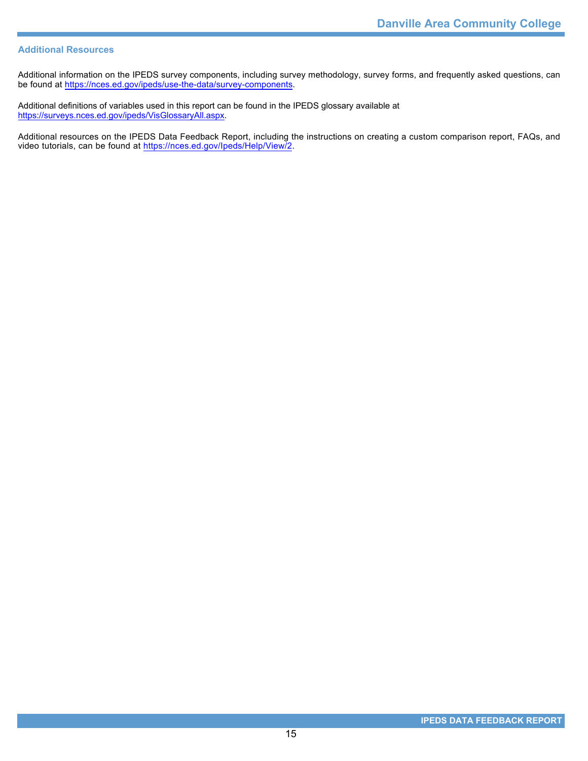## Additional Resources

Additional information on the IPEDS survey components, including survey methodology, survey forms, and frequently asked questions, can be found at https://nces.ed.gov/ipeds/use-the-data/survey-components.

Additional definitions of variables used in this report can be found in the IPEDS glossary available at https://surveys.nces.ed.gov/ipeds/VisGlossaryAll.aspx.

Additional resources on the IPEDS Data Feedback Report, including the instructions on creating a custom comparison report, FAQs, and video tutorials, can be found at https://nces.ed.gov/Ipeds/Help/View/2.